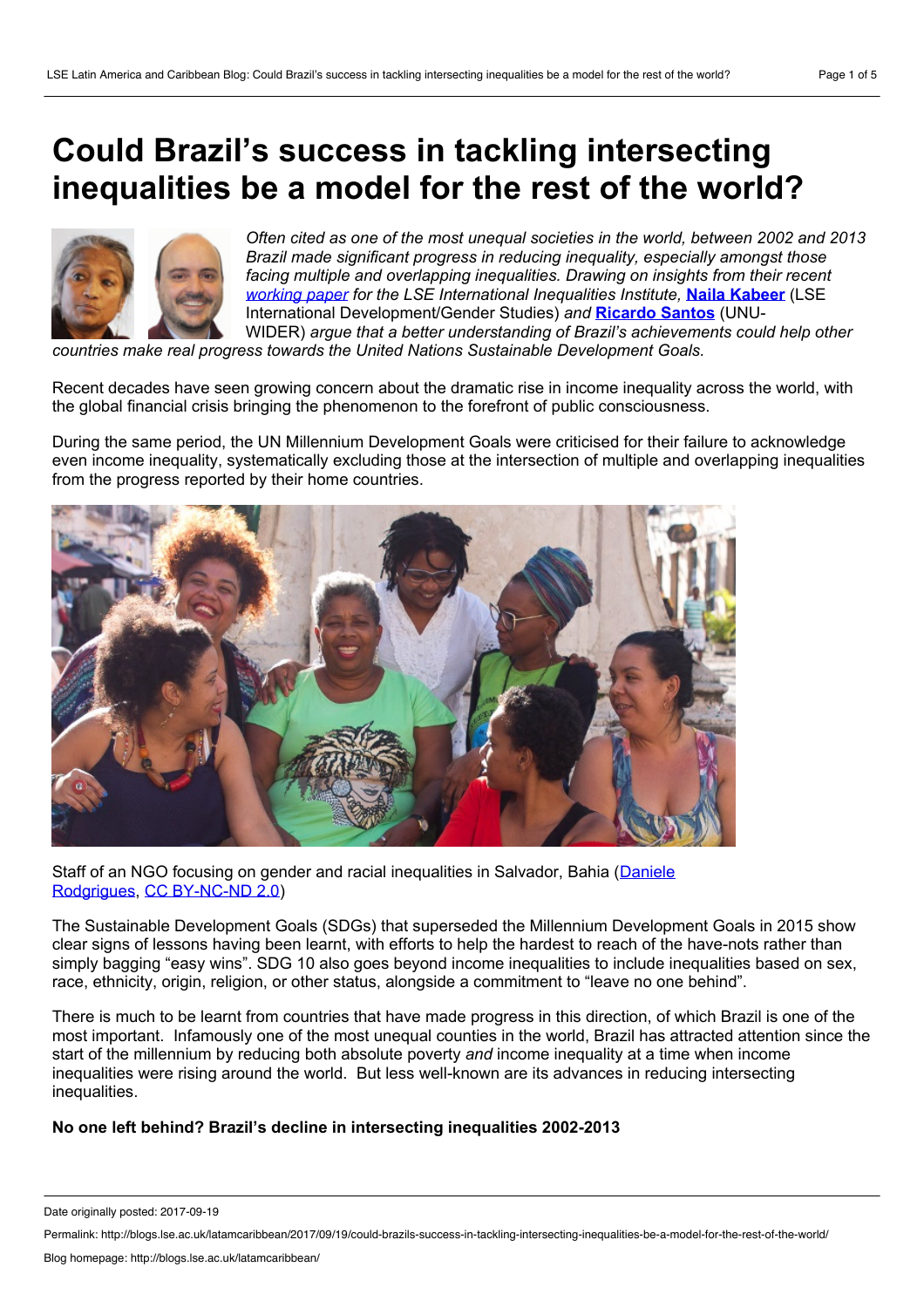# Could Brazil's success in tackling intersecting inequalities be a model for the rest of the world?

*Often cited as one of the most unequal societies in the world, between 2002 and 2013 Brazil made significant progress in reducing inequality, especially amongst those facing multiple and overlapping inequalities. Drawing on insights from their recent working paper for the LSE International Inequalities Institute,* **Naila Kabeer** (LSE International Development/Gender Studies) *and* **Ricardo Santos** (UNU-WIDER) *argue that a better understanding of Brazil's achievements could help other countries make real progress towards the United Nations Sustainable Development Goals.*

Recent decades have seen growing concern about the dramatic rise in income inequality across the world, with the global financial crisis bringing the phenomenon to the forefront of public consciousness.

During the same period, the UN Millennium Development Goals were criticised for their failure to acknowledge even income inequality, systematically excluding those at the intersection of multiple and overlapping inequalities from the progress reported by their home countries.

Staff of an NGO focusing on gender and racial inequalities in Salvador, Bahia (Daniele Rodgrigues, CC BY-NC-ND 2.0)

The Sustainable Development Goals (SDGs) that superseded the Millennium Development Goals in 2015 show clear signs of lessons having been learnt, with efforts to help the hardest to reach of the have-nots rather than simply bagging "easy wins". SDG 10 also goes beyond income inequalities to include inequalities based on sex, race, ethnicity, origin, religion, or other status, alongside a commitment to "leave no one behind".

There is much to be learnt from countries that have made progress in this direction, of which Brazil is one of the most important. Infamously one of the most unequal counties in the world, Brazil has attracted attention since the start of the millennium by reducing both absolute poverty *and* income inequality at a time when income inequalities were rising around the world. But less well-known are its advances in reducing intersecting inequalities.

**No one left behind? Brazil's decline in intersecting inequalities 2002-2013**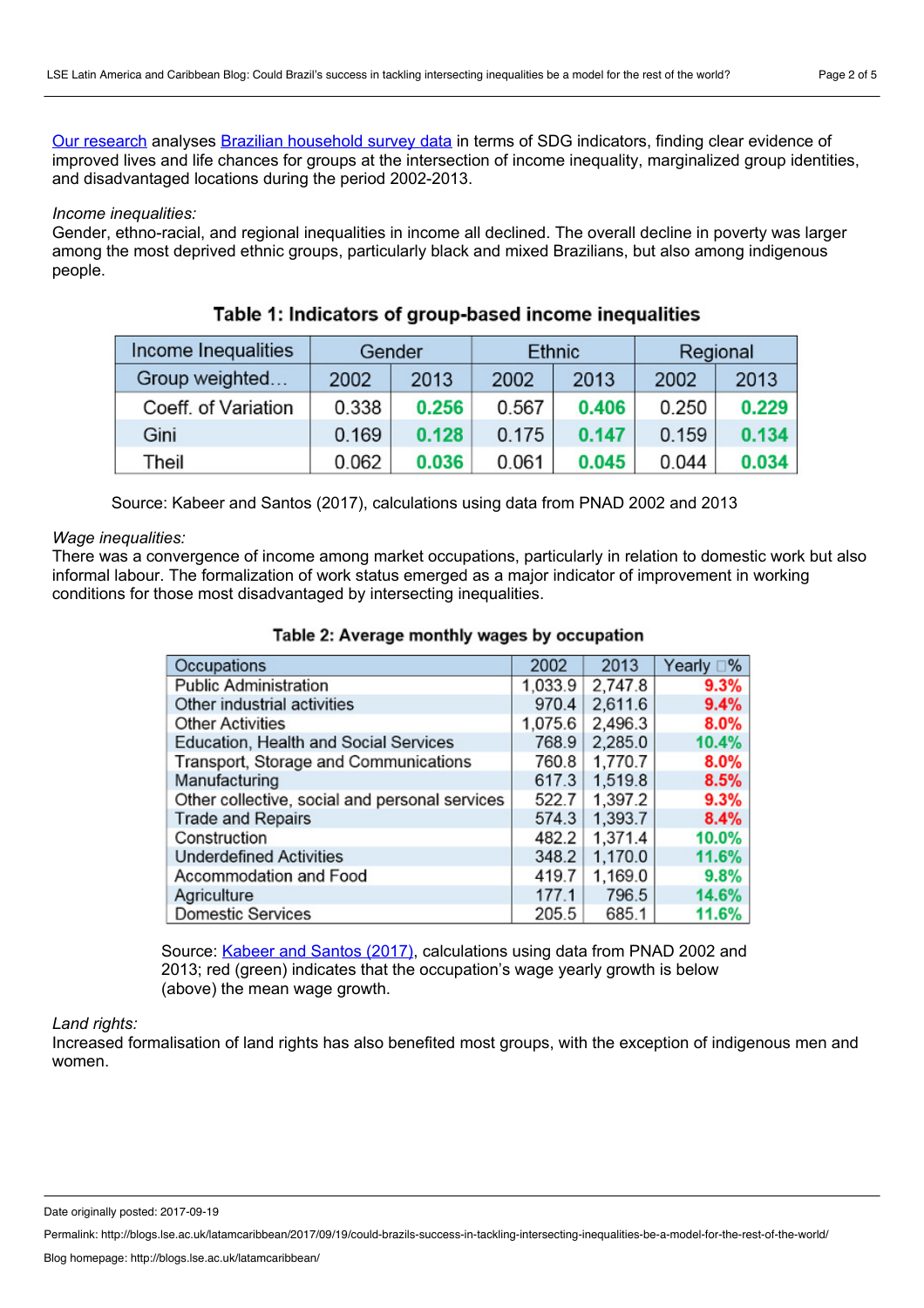Our research analyses Brazilian household survey data in terms of SDG indicators, finding clear evidence of improved lives and life chances for groups at the intersection of income inequality, marginalized group identities, and disadvantaged locations during the period 2002-2013.

*Income inequalities:*
Gender, ethno-racial, and regional inequalities in income all declined. The overall decline in poverty was larger among the most deprived ethnic groups, particularly black and mixed Brazilians, but also among indigenous people.

**Table 1: Indicators of group-based income inequalities**

| Income Inequalities | Gender | | Ethnic | | Regional | |
|---|---|---|---|---|---|---|
| Group weighted... | 2002 | 2013 | 2002 | 2013 | 2002 | 2013 |
| Coeff. of Variation | 0.338 | **0.256** | 0.567 | **0.406** | 0.250 | **0.229** |
| Gini | 0.169 | **0.128** | 0.175 | **0.147** | 0.159 | **0.134** |
| Theil | 0.062 | **0.036** | 0.061 | **0.045** | 0.044 | **0.034** |

Source: Kabeer and Santos (2017), calculations using data from PNAD 2002 and 2013

*Wage inequalities:*
There was a convergence of income among market occupations, particularly in relation to domestic work but also informal labour. The formalization of work status emerged as a major indicator of improvement in working conditions for those most disadvantaged by intersecting inequalities.

**Table 2: Average monthly wages by occupation**

| Occupations | 2002 | 2013 | Yearly □% |
|---|---|---|---|
| Public Administration | 1,033.9 | 2,747.8 | **9.3%** |
| Other industrial activities | 970.4 | 2,611.6 | **9.4%** |
| Other Activities | 1,075.6 | 2,496.3 | **8.0%** |
| Education, Health and Social Services | 768.9 | 2,285.0 | **10.4%** |
| Transport, Storage and Communications | 760.8 | 1,770.7 | **8.0%** |
| Manufacturing | 617.3 | 1,519.8 | **8.5%** |
| Other collective, social and personal services | 522.7 | 1,397.2 | **9.3%** |
| Trade and Repairs | 574.3 | 1,393.7 | **8.4%** |
| Construction | 482.2 | 1,371.4 | **10.0%** |
| Underdefined Activities | 348.2 | 1,170.0 | **11.6%** |
| Accommodation and Food | 419.7 | 1,169.0 | **9.8%** |
| Agriculture | 177.1 | 796.5 | **14.6%** |
| Domestic Services | 205.5 | 685.1 | **11.6%** |

Source: Kabeer and Santos (2017), calculations using data from PNAD 2002 and 2013; red (green) indicates that the occupation's wage yearly growth is below (above) the mean wage growth.

*Land rights:*
Increased formalisation of land rights has also benefited most groups, with the exception of indigenous men and women.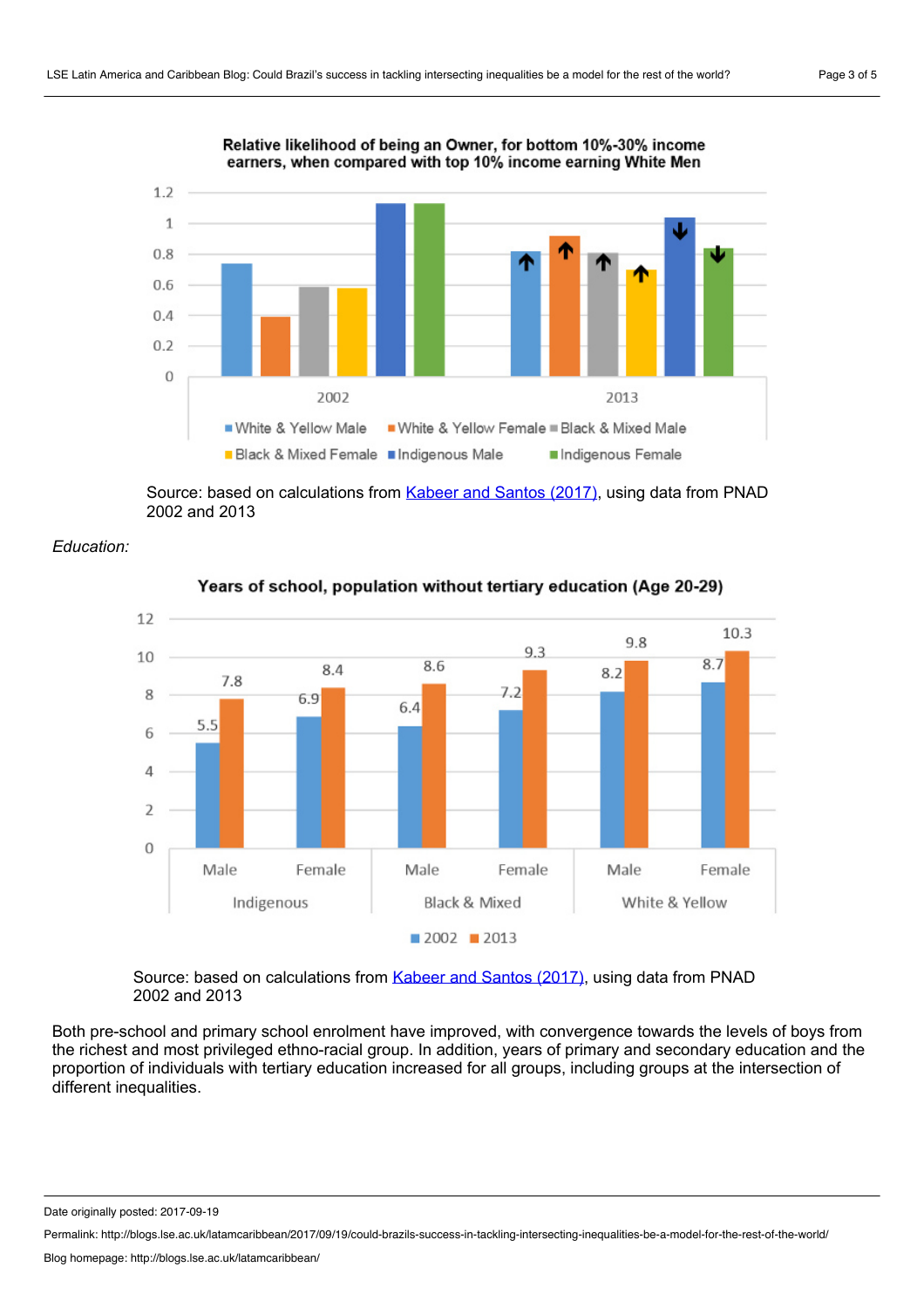Relative likelihood of being an Owner, for bottom 10%-30% income earners, when compared with top 10% income earning White Men

Source: based on calculations from Kabeer and Santos (2017), using data from PNAD 2002 and 2013

*Education:*

Years of school, population without tertiary education (Age 20-29)

Source: based on calculations from Kabeer and Santos (2017), using data from PNAD 2002 and 2013

Both pre-school and primary school enrolment have improved, with convergence towards the levels of boys from the richest and most privileged ethno-racial group. In addition, years of primary and secondary education and the proportion of individuals with tertiary education increased for all groups, including groups at the intersection of different inequalities.

Date originally posted: 2017-09-19

Permalink: http://blogs.lse.ac.uk/latamcaribbean/2017/09/19/could-brazils-success-in-tackling-intersecting-inequalities-be-a-model-for-the-rest-of-the-world/

Blog homepage: http://blogs.lse.ac.uk/latamcaribbean/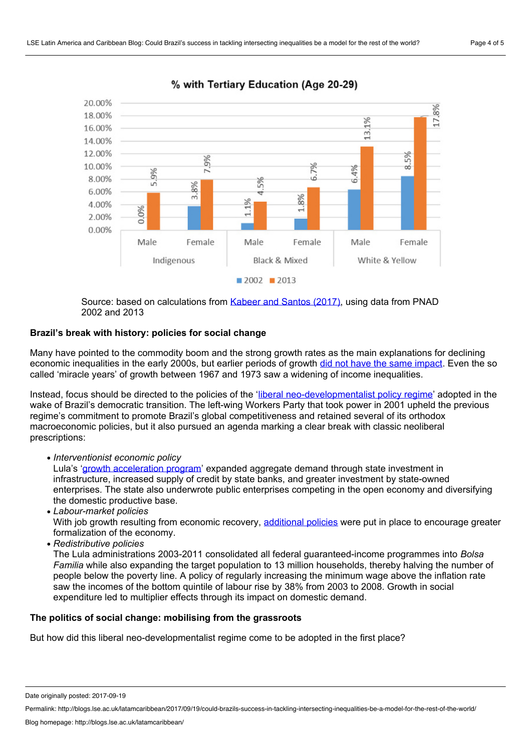**% with Tertiary Education (Age 20-29)**

| Group | Sex | 2002 | 2013 |
| --- | --- | --- | --- |
| Indigenous | Male | 0.0% | 5.9% |
| Indigenous | Female | 3.8% | 7.9% |
| Black & Mixed | Male | 1.1% | 4.5% |
| Black & Mixed | Female | 1.8% | 6.7% |
| White & Yellow | Male | 6.4% | 13.1% |
| White & Yellow | Female | 8.5% | 17.8% |

Source: based on calculations from Kabeer and Santos (2017), using data from PNAD 2002 and 2013

## Brazil's break with history: policies for social change

Many have pointed to the commodity boom and the strong growth rates as the main explanations for declining economic inequalities in the early 2000s, but earlier periods of growth did not have the same impact. Even the so called 'miracle years' of growth between 1967 and 1973 saw a widening of income inequalities.

Instead, focus should be directed to the policies of the 'liberal neo-developmentalist policy regime' adopted in the wake of Brazil's democratic transition. The left-wing Workers Party that took power in 2001 upheld the previous regime's commitment to promote Brazil's global competitiveness and retained several of its orthodox macroeconomic policies, but it also pursued an agenda marking a clear break with classic neoliberal prescriptions:

- *Interventionist economic policy*
  Lula's 'growth acceleration program' expanded aggregate demand through state investment in infrastructure, increased supply of credit by state banks, and greater investment by state-owned enterprises. The state also underwrote public enterprises competing in the open economy and diversifying the domestic productive base.
- *Labour-market policies*
  With job growth resulting from economic recovery, additional policies were put in place to encourage greater formalization of the economy.
- *Redistributive policies*
  The Lula administrations 2003-2011 consolidated all federal guaranteed-income programmes into *Bolsa Familia* while also expanding the target population to 13 million households, thereby halving the number of people below the poverty line. A policy of regularly increasing the minimum wage above the inflation rate saw the incomes of the bottom quintile of labour rise by 38% from 2003 to 2008. Growth in social expenditure led to multiplier effects through its impact on domestic demand.

## The politics of social change: mobilising from the grassroots

But how did this liberal neo-developmentalist regime come to be adopted in the first place?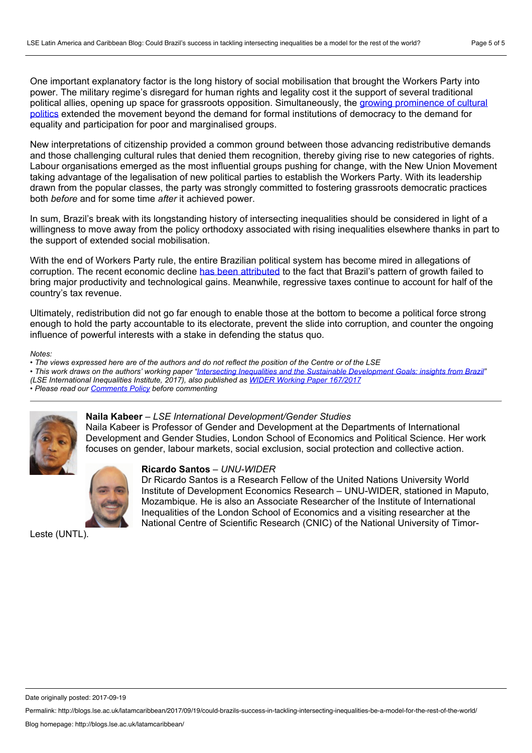One important explanatory factor is the long history of social mobilisation that brought the Workers Party into power. The military regime's disregard for human rights and legality cost it the support of several traditional political allies, opening up space for grassroots opposition. Simultaneously, the [growing prominence of cultural politics] extended the movement beyond the demand for formal institutions of democracy to the demand for equality and participation for poor and marginalised groups.

New interpretations of citizenship provided a common ground between those advancing redistributive demands and those challenging cultural rules that denied them recognition, thereby giving rise to new categories of rights. Labour organisations emerged as the most influential groups pushing for change, with the New Union Movement taking advantage of the legalisation of new political parties to establish the Workers Party. With its leadership drawn from the popular classes, the party was strongly committed to fostering grassroots democratic practices both *before* and for some time *after* it achieved power.

In sum, Brazil's break with its longstanding history of intersecting inequalities should be considered in light of a willingness to move away from the policy orthodoxy associated with rising inequalities elsewhere thanks in part to the support of extended social mobilisation.

With the end of Workers Party rule, the entire Brazilian political system has become mired in allegations of corruption. The recent economic decline [has been attributed] to the fact that Brazil's pattern of growth failed to bring major productivity and technological gains. Meanwhile, regressive taxes continue to account for half of the country's tax revenue.

Ultimately, redistribution did not go far enough to enable those at the bottom to become a political force strong enough to hold the party accountable to its electorate, prevent the slide into corruption, and counter the ongoing influence of powerful interests with a stake in defending the status quo.

*Notes:*

- *The views expressed here are of the authors and do not reflect the position of the Centre or of the LSE*
- *This work draws on the authors' working paper "[Intersecting Inequalities and the Sustainable Development Goals: insights from Brazil]" (LSE International Inequalities Institute, 2017), also published as [WIDER Working Paper 167/2017]*
- *Please read our [Comments Policy] before commenting*

---

**Naila Kabeer** – *LSE International Development/Gender Studies*
Naila Kabeer is Professor of Gender and Development at the Departments of International Development and Gender Studies, London School of Economics and Political Science. Her work focuses on gender, labour markets, social exclusion, social protection and collective action.

**Ricardo Santos** – *UNU-WIDER*
Dr Ricardo Santos is a Research Fellow of the United Nations University World Institute of Development Economics Research – UNU-WIDER, stationed in Maputo, Mozambique. He is also an Associate Researcher of the Institute of International Inequalities of the London School of Economics and a visiting researcher at the National Centre of Scientific Research (CNIC) of the National University of Timor-Leste (UNTL).

Date originally posted: 2017-09-19

Permalink: http://blogs.lse.ac.uk/latamcaribbean/2017/09/19/could-brazils-success-in-tackling-intersecting-inequalities-be-a-model-for-the-rest-of-the-world/

Blog homepage: http://blogs.lse.ac.uk/latamcaribbean/